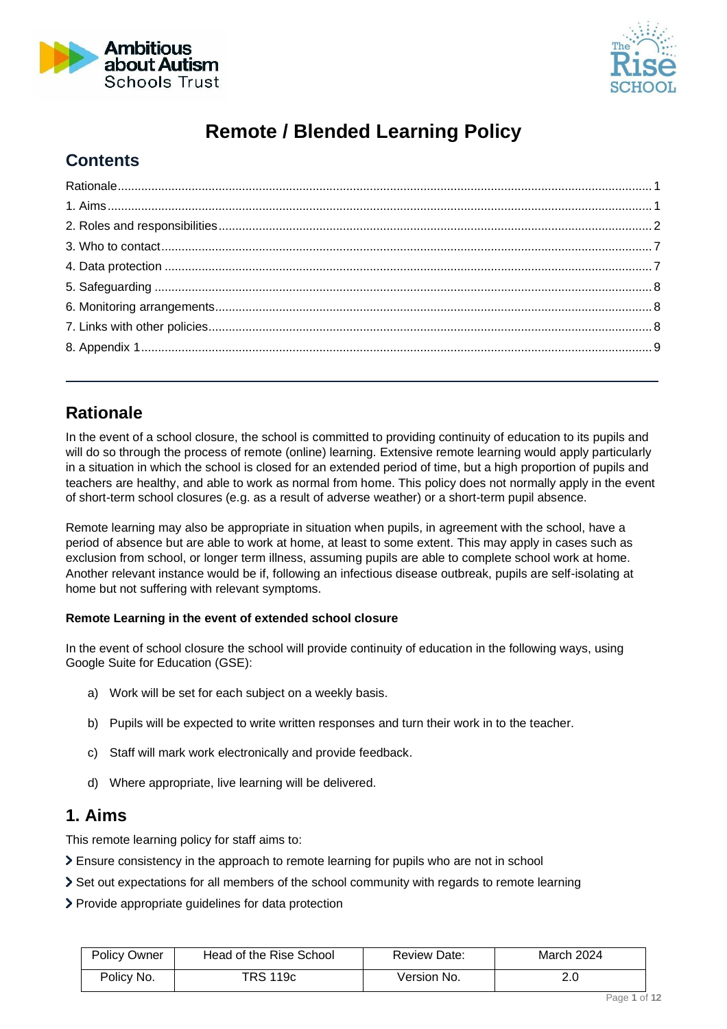# Remote / Blended Learning Policy

## Contents

Rationale.....1
1. Aims.....1
2. Roles and responsibilities.....2
3. Who to contact.....7
4. Data protection.....7
5. Safeguarding.....8
6. Monitoring arrangements.....8
7. Links with other policies.....8
8. Appendix 1.....9

---

## Rationale

In the event of a school closure, the school is committed to providing continuity of education to its pupils and will do so through the process of remote (online) learning. Extensive remote learning would apply particularly in a situation in which the school is closed for an extended period of time, but a high proportion of pupils and teachers are healthy, and able to work as normal from home. This policy does not normally apply in the event of short-term school closures (e.g. as a result of adverse weather) or a short-term pupil absence.

Remote learning may also be appropriate in situation when pupils, in agreement with the school, have a period of absence but are able to work at home, at least to some extent. This may apply in cases such as exclusion from school, or longer term illness, assuming pupils are able to complete school work at home. Another relevant instance would be if, following an infectious disease outbreak, pupils are self-isolating at home but not suffering with relevant symptoms.

**Remote Learning in the event of extended school closure**

In the event of school closure the school will provide continuity of education in the following ways, using Google Suite for Education (GSE):

a) Work will be set for each subject on a weekly basis.

b) Pupils will be expected to write written responses and turn their work in to the teacher.

c) Staff will mark work electronically and provide feedback.

d) Where appropriate, live learning will be delivered.

## 1. Aims

This remote learning policy for staff aims to:

- Ensure consistency in the approach to remote learning for pupils who are not in school
- Set out expectations for all members of the school community with regards to remote learning
- Provide appropriate guidelines for data protection

| Policy Owner | Head of the Rise School | Review Date: | March 2024 |
|---|---|---|---|
| Policy No. | TRS 119c | Version No. | 2.0 |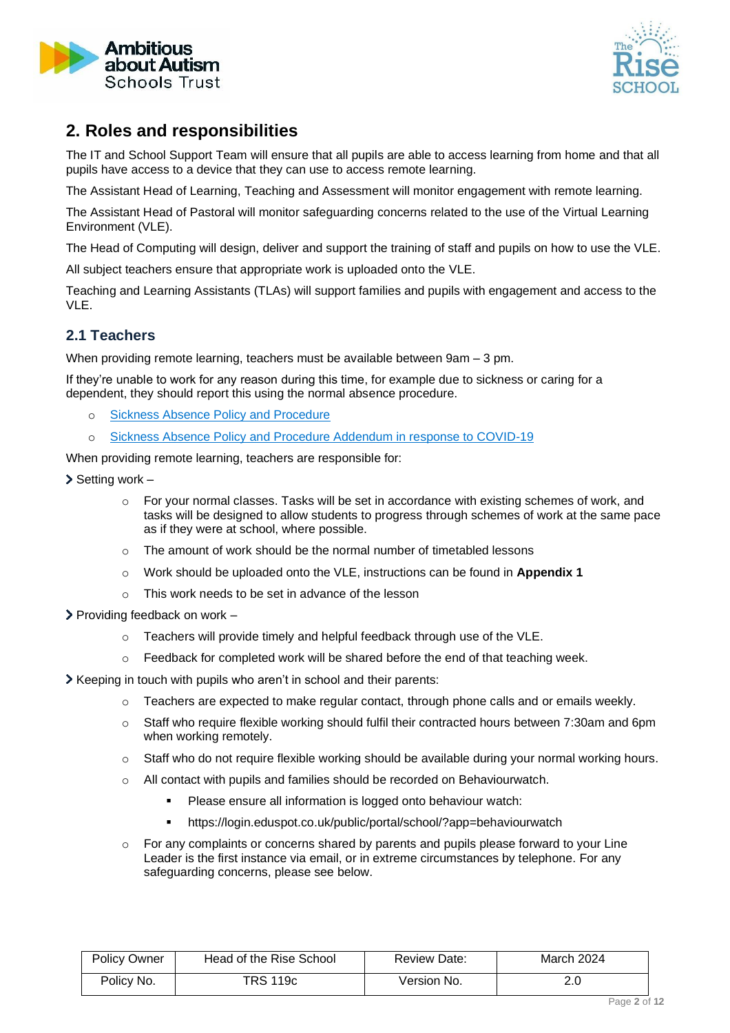## 2. Roles and responsibilities

The IT and School Support Team will ensure that all pupils are able to access learning from home and that all pupils have access to a device that they can use to access remote learning.

The Assistant Head of Learning, Teaching and Assessment will monitor engagement with remote learning.

The Assistant Head of Pastoral will monitor safeguarding concerns related to the use of the Virtual Learning Environment (VLE).

The Head of Computing will design, deliver and support the training of staff and pupils on how to use the VLE.

All subject teachers ensure that appropriate work is uploaded onto the VLE.

Teaching and Learning Assistants (TLAs) will support families and pupils with engagement and access to the VLE.

### 2.1 Teachers

When providing remote learning, teachers must be available between 9am – 3 pm.

If they're unable to work for any reason during this time, for example due to sickness or caring for a dependent, they should report this using the normal absence procedure.

- Sickness Absence Policy and Procedure
- Sickness Absence Policy and Procedure Addendum in response to COVID-19

When providing remote learning, teachers are responsible for:

- Setting work –
    - For your normal classes. Tasks will be set in accordance with existing schemes of work, and tasks will be designed to allow students to progress through schemes of work at the same pace as if they were at school, where possible.
    - The amount of work should be the normal number of timetabled lessons
    - Work should be uploaded onto the VLE, instructions can be found in **Appendix 1**
    - This work needs to be set in advance of the lesson
- Providing feedback on work –
    - Teachers will provide timely and helpful feedback through use of the VLE.
    - Feedback for completed work will be shared before the end of that teaching week.
- Keeping in touch with pupils who aren't in school and their parents:
    - Teachers are expected to make regular contact, through phone calls and or emails weekly.
    - Staff who require flexible working should fulfil their contracted hours between 7:30am and 6pm when working remotely.
    - Staff who do not require flexible working should be available during your normal working hours.
    - All contact with pupils and families should be recorded on Behaviourwatch.
        - Please ensure all information is logged onto behaviour watch:
        - https://login.eduspot.co.uk/public/portal/school/?app=behaviourwatch
    - For any complaints or concerns shared by parents and pupils please forward to your Line Leader is the first instance via email, or in extreme circumstances by telephone. For any safeguarding concerns, please see below.

| Policy Owner | Head of the Rise School | Review Date: | March 2024 |
|---|---|---|---|
| Policy No. | TRS 119c | Version No. | 2.0 |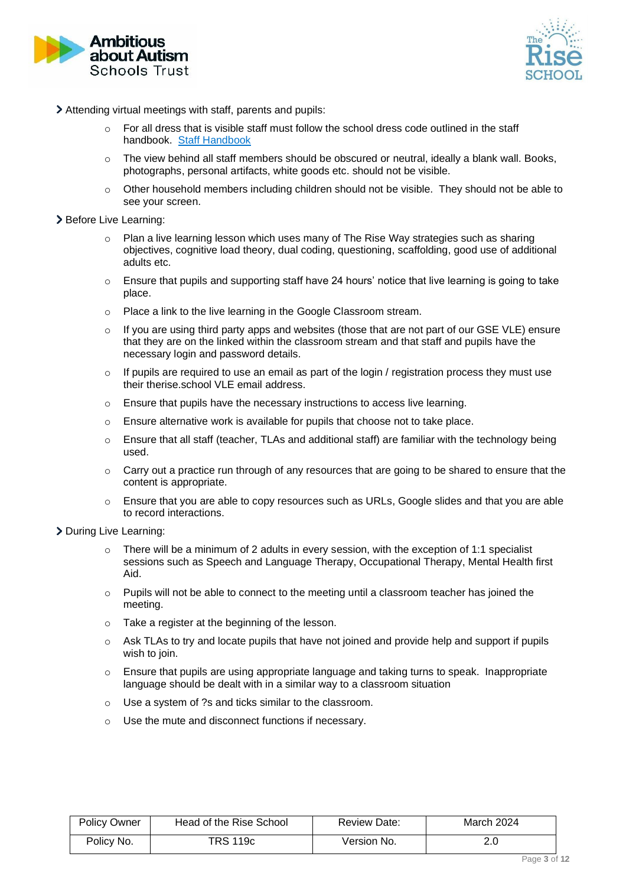- Attending virtual meetings with staff, parents and pupils:
    - For all dress that is visible staff must follow the school dress code outlined in the staff handbook. [Staff Handbook]
    - The view behind all staff members should be obscured or neutral, ideally a blank wall. Books, photographs, personal artifacts, white goods etc. should not be visible.
    - Other household members including children should not be visible. They should not be able to see your screen.
- Before Live Learning:
    - Plan a live learning lesson which uses many of The Rise Way strategies such as sharing objectives, cognitive load theory, dual coding, questioning, scaffolding, good use of additional adults etc.
    - Ensure that pupils and supporting staff have 24 hours' notice that live learning is going to take place.
    - Place a link to the live learning in the Google Classroom stream.
    - If you are using third party apps and websites (those that are not part of our GSE VLE) ensure that they are on the linked within the classroom stream and that staff and pupils have the necessary login and password details.
    - If pupils are required to use an email as part of the login / registration process they must use their therise.school VLE email address.
    - Ensure that pupils have the necessary instructions to access live learning.
    - Ensure alternative work is available for pupils that choose not to take place.
    - Ensure that all staff (teacher, TLAs and additional staff) are familiar with the technology being used.
    - Carry out a practice run through of any resources that are going to be shared to ensure that the content is appropriate.
    - Ensure that you are able to copy resources such as URLs, Google slides and that you are able to record interactions.
- During Live Learning:
    - There will be a minimum of 2 adults in every session, with the exception of 1:1 specialist sessions such as Speech and Language Therapy, Occupational Therapy, Mental Health first Aid.
    - Pupils will not be able to connect to the meeting until a classroom teacher has joined the meeting.
    - Take a register at the beginning of the lesson.
    - Ask TLAs to try and locate pupils that have not joined and provide help and support if pupils wish to join.
    - Ensure that pupils are using appropriate language and taking turns to speak. Inappropriate language should be dealt with in a similar way to a classroom situation
    - Use a system of ?s and ticks similar to the classroom.
    - Use the mute and disconnect functions if necessary.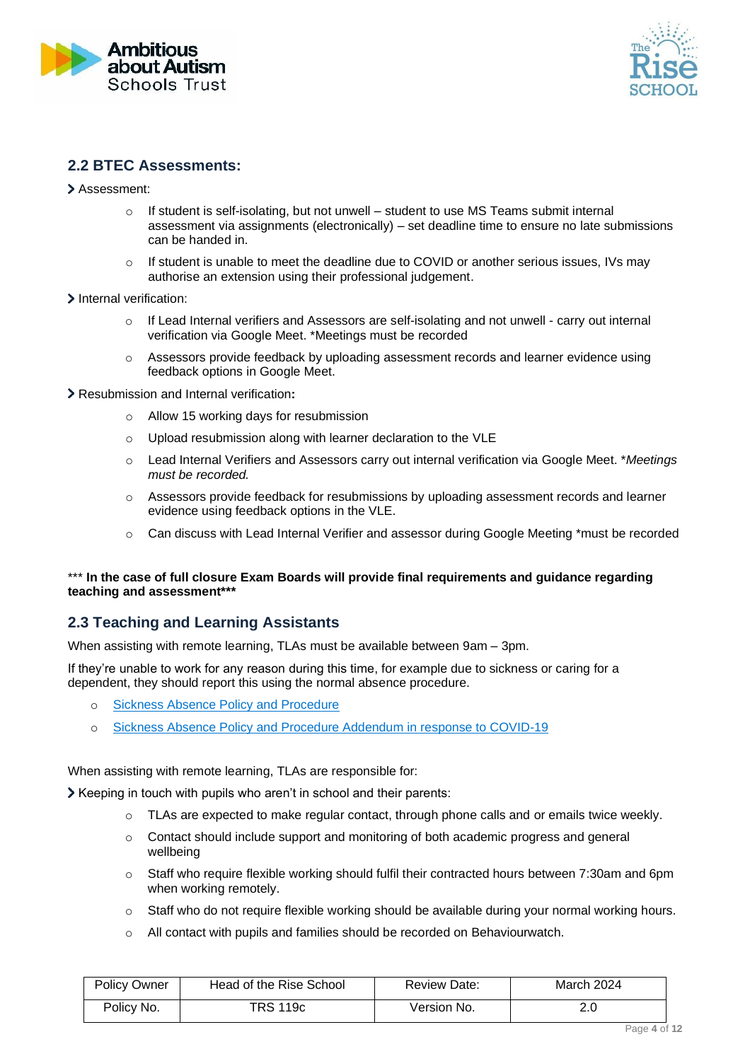## 2.2 BTEC Assessments:

- Assessment:
  - If student is self-isolating, but not unwell – student to use MS Teams submit internal assessment via assignments (electronically) – set deadline time to ensure no late submissions can be handed in.
  - If student is unable to meet the deadline due to COVID or another serious issues, IVs may authorise an extension using their professional judgement.
- Internal verification:
  - If Lead Internal verifiers and Assessors are self-isolating and not unwell - carry out internal verification via Google Meet. *Meetings must be recorded
  - Assessors provide feedback by uploading assessment records and learner evidence using feedback options in Google Meet.
- Resubmission and Internal verification**:**
  - Allow 15 working days for resubmission
  - Upload resubmission along with learner declaration to the VLE
  - Lead Internal Verifiers and Assessors carry out internal verification via Google Meet. **Meetings must be recorded.*
  - Assessors provide feedback for resubmissions by uploading assessment records and learner evidence using feedback options in the VLE.
  - Can discuss with Lead Internal Verifier and assessor during Google Meeting *must be recorded

*** **In the case of full closure Exam Boards will provide final requirements and guidance regarding teaching and assessment*****

## 2.3 Teaching and Learning Assistants

When assisting with remote learning, TLAs must be available between 9am – 3pm.

If they're unable to work for any reason during this time, for example due to sickness or caring for a dependent, they should report this using the normal absence procedure.

- Sickness Absence Policy and Procedure
- Sickness Absence Policy and Procedure Addendum in response to COVID-19

When assisting with remote learning, TLAs are responsible for:

- Keeping in touch with pupils who aren't in school and their parents:
  - TLAs are expected to make regular contact, through phone calls and or emails twice weekly.
  - Contact should include support and monitoring of both academic progress and general wellbeing
  - Staff who require flexible working should fulfil their contracted hours between 7:30am and 6pm when working remotely.
  - Staff who do not require flexible working should be available during your normal working hours.
  - All contact with pupils and families should be recorded on Behaviourwatch.

| Policy Owner | Head of the Rise School | Review Date: | March 2024 |
|---|---|---|---|
| Policy No. | TRS 119c | Version No. | 2.0 |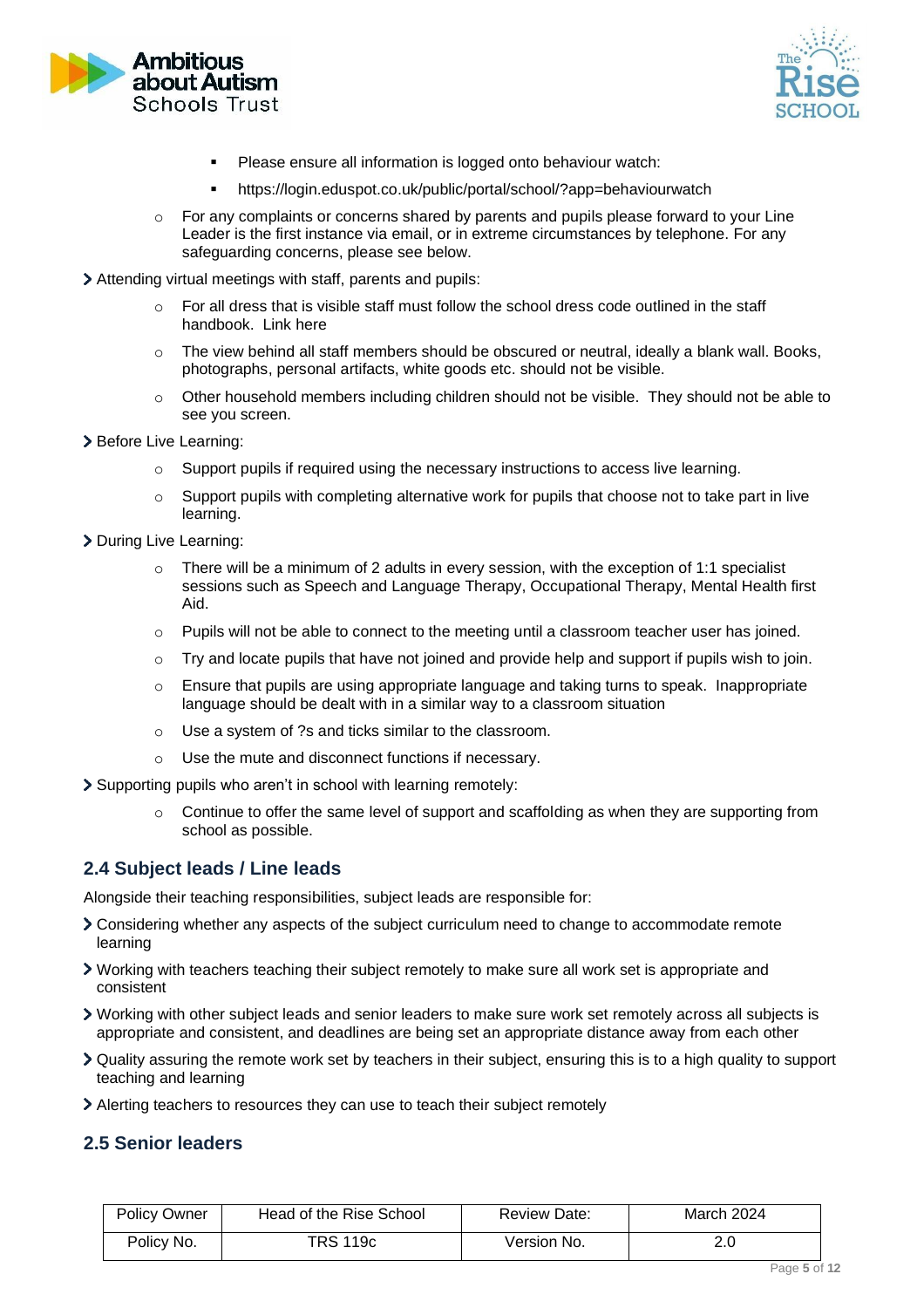- Please ensure all information is logged onto behaviour watch:
        - https://login.eduspot.co.uk/public/portal/school/?app=behaviourwatch
    - For any complaints or concerns shared by parents and pupils please forward to your Line Leader is the first instance via email, or in extreme circumstances by telephone. For any safeguarding concerns, please see below.

- Attending virtual meetings with staff, parents and pupils:
    - For all dress that is visible staff must follow the school dress code outlined in the staff handbook. Link here
    - The view behind all staff members should be obscured or neutral, ideally a blank wall. Books, photographs, personal artifacts, white goods etc. should not be visible.
    - Other household members including children should not be visible. They should not be able to see you screen.
- Before Live Learning:
    - Support pupils if required using the necessary instructions to access live learning.
    - Support pupils with completing alternative work for pupils that choose not to take part in live learning.
- During Live Learning:
    - There will be a minimum of 2 adults in every session, with the exception of 1:1 specialist sessions such as Speech and Language Therapy, Occupational Therapy, Mental Health first Aid.
    - Pupils will not be able to connect to the meeting until a classroom teacher user has joined.
    - Try and locate pupils that have not joined and provide help and support if pupils wish to join.
    - Ensure that pupils are using appropriate language and taking turns to speak. Inappropriate language should be dealt with in a similar way to a classroom situation
    - Use a system of ?s and ticks similar to the classroom.
    - Use the mute and disconnect functions if necessary.
- Supporting pupils who aren't in school with learning remotely:
    - Continue to offer the same level of support and scaffolding as when they are supporting from school as possible.

## 2.4 Subject leads / Line leads

Alongside their teaching responsibilities, subject leads are responsible for:

- Considering whether any aspects of the subject curriculum need to change to accommodate remote learning
- Working with teachers teaching their subject remotely to make sure all work set is appropriate and consistent
- Working with other subject leads and senior leaders to make sure work set remotely across all subjects is appropriate and consistent, and deadlines are being set an appropriate distance away from each other
- Quality assuring the remote work set by teachers in their subject, ensuring this is to a high quality to support teaching and learning
- Alerting teachers to resources they can use to teach their subject remotely

## 2.5 Senior leaders

| Policy Owner | Head of the Rise School | Review Date: | March 2024 |
|---|---|---|---|
| Policy No. | TRS 119c | Version No. | 2.0 |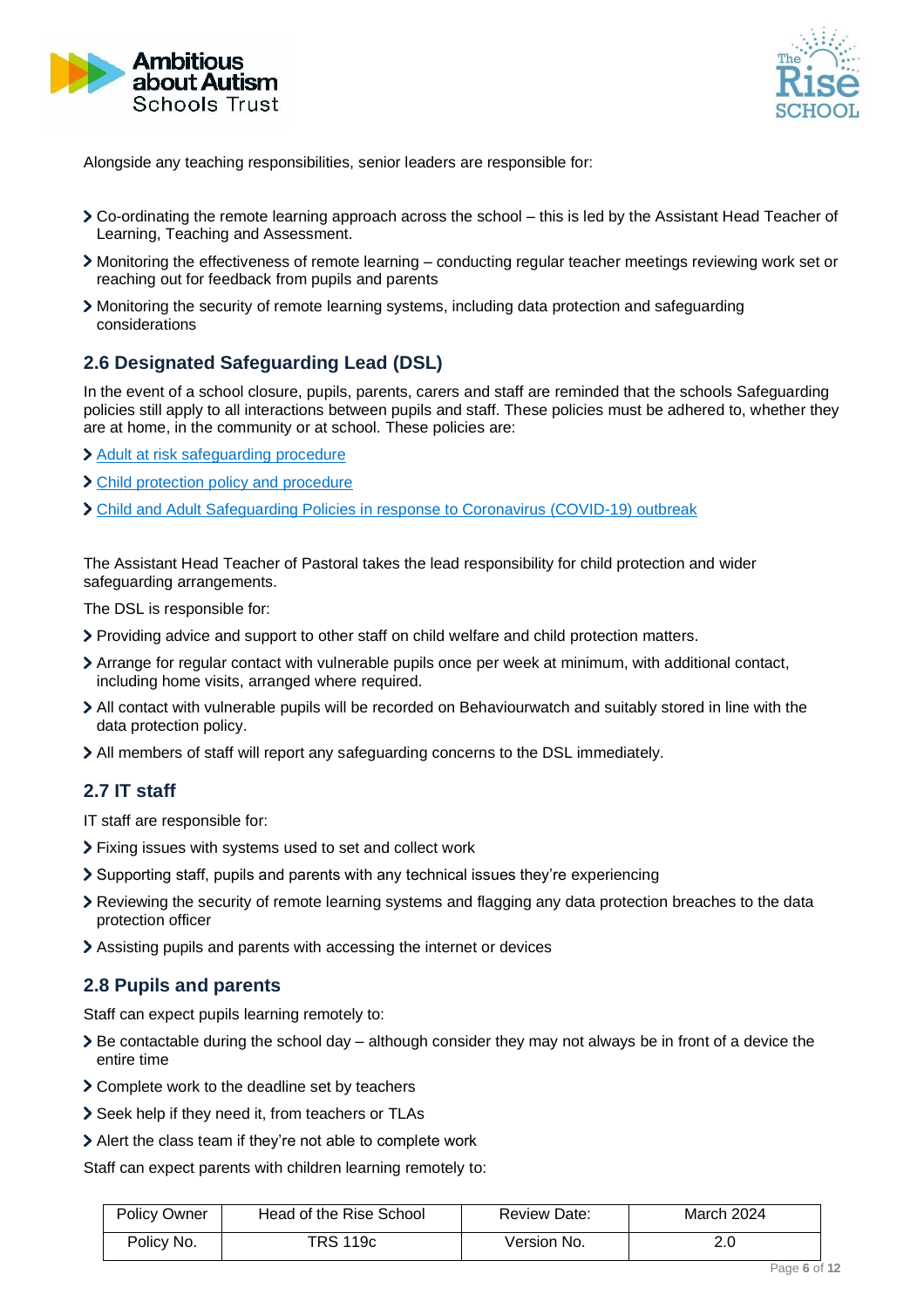Alongside any teaching responsibilities, senior leaders are responsible for:

- Co-ordinating the remote learning approach across the school – this is led by the Assistant Head Teacher of Learning, Teaching and Assessment.
- Monitoring the effectiveness of remote learning – conducting regular teacher meetings reviewing work set or reaching out for feedback from pupils and parents
- Monitoring the security of remote learning systems, including data protection and safeguarding considerations

## 2.6 Designated Safeguarding Lead (DSL)

In the event of a school closure, pupils, parents, carers and staff are reminded that the schools Safeguarding policies still apply to all interactions between pupils and staff. These policies must be adhered to, whether they are at home, in the community or at school. These policies are:

- Adult at risk safeguarding procedure
- Child protection policy and procedure
- Child and Adult Safeguarding Policies in response to Coronavirus (COVID-19) outbreak

The Assistant Head Teacher of Pastoral takes the lead responsibility for child protection and wider safeguarding arrangements.

The DSL is responsible for:

- Providing advice and support to other staff on child welfare and child protection matters.
- Arrange for regular contact with vulnerable pupils once per week at minimum, with additional contact, including home visits, arranged where required.
- All contact with vulnerable pupils will be recorded on Behaviourwatch and suitably stored in line with the data protection policy.
- All members of staff will report any safeguarding concerns to the DSL immediately.

## 2.7 IT staff

IT staff are responsible for:

- Fixing issues with systems used to set and collect work
- Supporting staff, pupils and parents with any technical issues they're experiencing
- Reviewing the security of remote learning systems and flagging any data protection breaches to the data protection officer
- Assisting pupils and parents with accessing the internet or devices

## 2.8 Pupils and parents

Staff can expect pupils learning remotely to:

- Be contactable during the school day – although consider they may not always be in front of a device the entire time
- Complete work to the deadline set by teachers
- Seek help if they need it, from teachers or TLAs
- Alert the class team if they're not able to complete work

Staff can expect parents with children learning remotely to:

| Policy Owner | Head of the Rise School | Review Date: | March 2024 |
|---|---|---|---|
| Policy No. | TRS 119c | Version No. | 2.0 |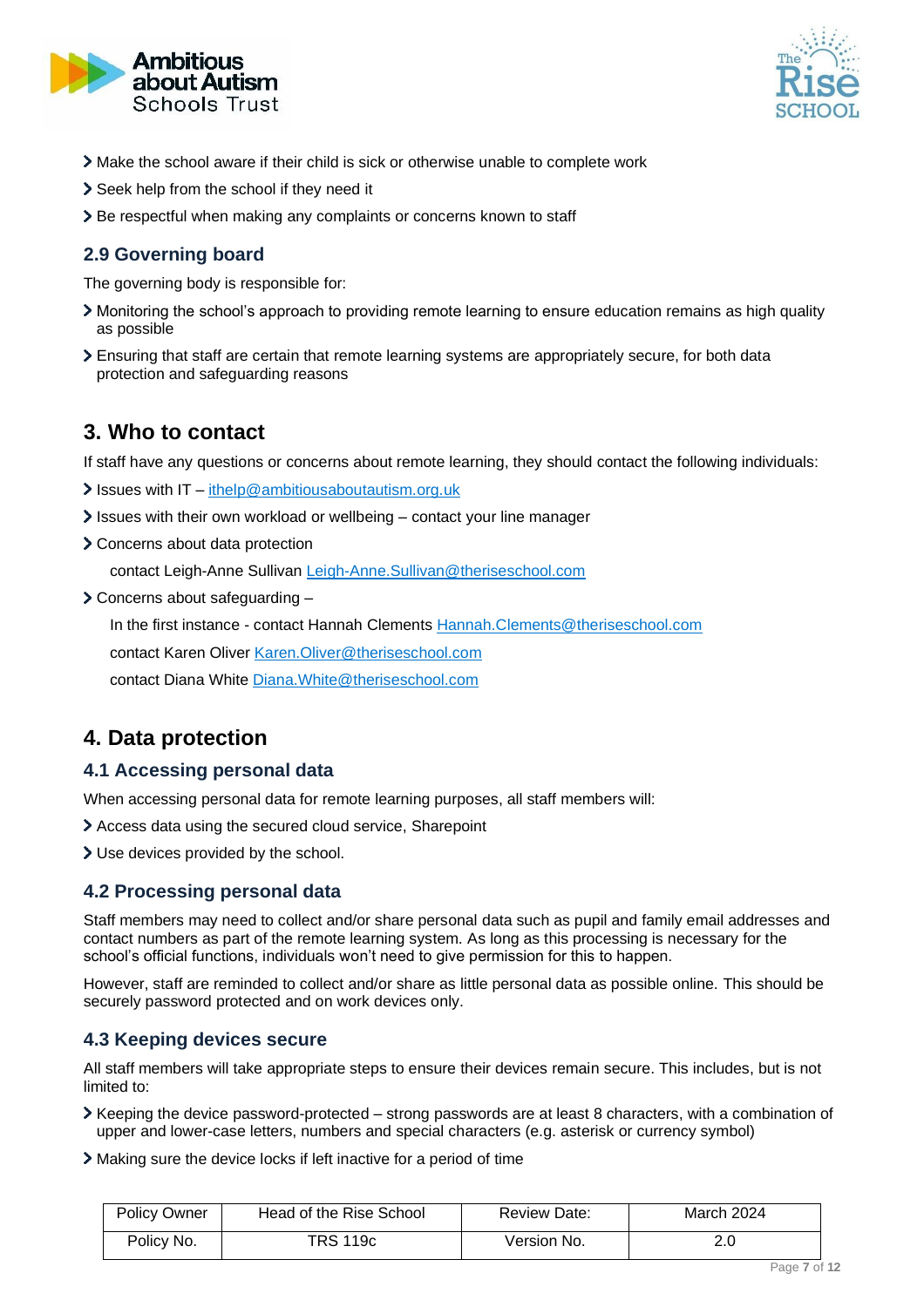- Make the school aware if their child is sick or otherwise unable to complete work
- Seek help from the school if they need it
- Be respectful when making any complaints or concerns known to staff

### 2.9 Governing board

The governing body is responsible for:

- Monitoring the school's approach to providing remote learning to ensure education remains as high quality as possible
- Ensuring that staff are certain that remote learning systems are appropriately secure, for both data protection and safeguarding reasons

## 3. Who to contact

If staff have any questions or concerns about remote learning, they should contact the following individuals:

- Issues with IT – ithelp@ambitiousaboutautism.org.uk
- Issues with their own workload or wellbeing – contact your line manager
- Concerns about data protection

  contact Leigh-Anne Sullivan Leigh-Anne.Sullivan@theriseschool.com

- Concerns about safeguarding –

  In the first instance - contact Hannah Clements Hannah.Clements@theriseschool.com

  contact Karen Oliver Karen.Oliver@theriseschool.com

  contact Diana White Diana.White@theriseschool.com

## 4. Data protection

### 4.1 Accessing personal data

When accessing personal data for remote learning purposes, all staff members will:

- Access data using the secured cloud service, Sharepoint
- Use devices provided by the school.

### 4.2 Processing personal data

Staff members may need to collect and/or share personal data such as pupil and family email addresses and contact numbers as part of the remote learning system. As long as this processing is necessary for the school's official functions, individuals won't need to give permission for this to happen.

However, staff are reminded to collect and/or share as little personal data as possible online. This should be securely password protected and on work devices only.

### 4.3 Keeping devices secure

All staff members will take appropriate steps to ensure their devices remain secure. This includes, but is not limited to:

- Keeping the device password-protected – strong passwords are at least 8 characters, with a combination of upper and lower-case letters, numbers and special characters (e.g. asterisk or currency symbol)
- Making sure the device locks if left inactive for a period of time

| Policy Owner | Head of the Rise School | Review Date: | March 2024 |
|---|---|---|---|
| Policy No. | TRS 119c | Version No. | 2.0 |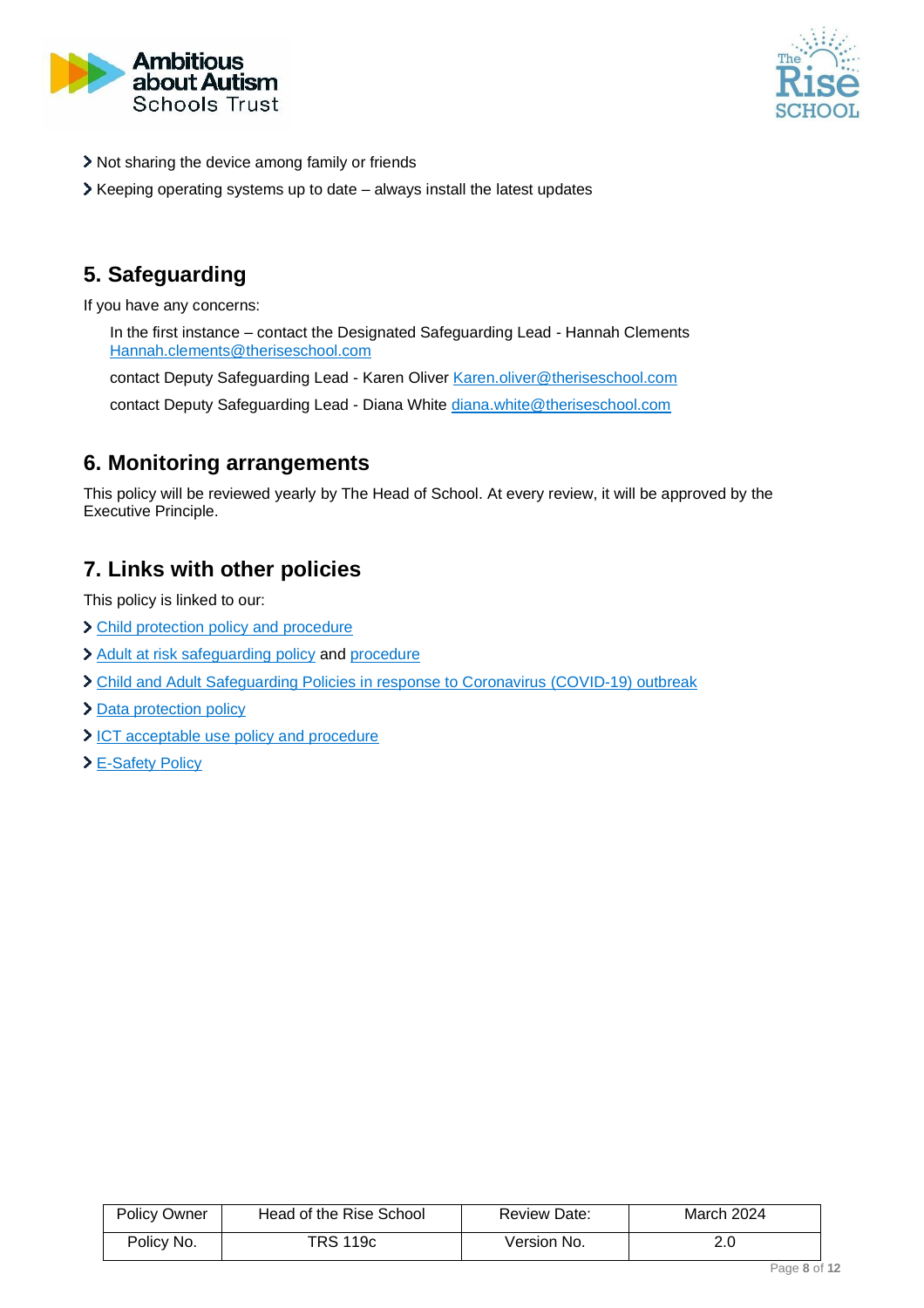- Not sharing the device among family or friends
- Keeping operating systems up to date – always install the latest updates

## 5. Safeguarding

If you have any concerns:

In the first instance – contact the Designated Safeguarding Lead - Hannah Clements Hannah.clements@theriseschool.com

contact Deputy Safeguarding Lead - Karen Oliver Karen.oliver@theriseschool.com

contact Deputy Safeguarding Lead - Diana White diana.white@theriseschool.com

## 6. Monitoring arrangements

This policy will be reviewed yearly by The Head of School. At every review, it will be approved by the Executive Principle.

## 7. Links with other policies

This policy is linked to our:

- Child protection policy and procedure
- Adult at risk safeguarding policy and procedure
- Child and Adult Safeguarding Policies in response to Coronavirus (COVID-19) outbreak
- Data protection policy
- ICT acceptable use policy and procedure
- E-Safety Policy

| Policy Owner | Head of the Rise School | Review Date: | March 2024 |
|---|---|---|---|
| Policy No. | TRS 119c | Version No. | 2.0 |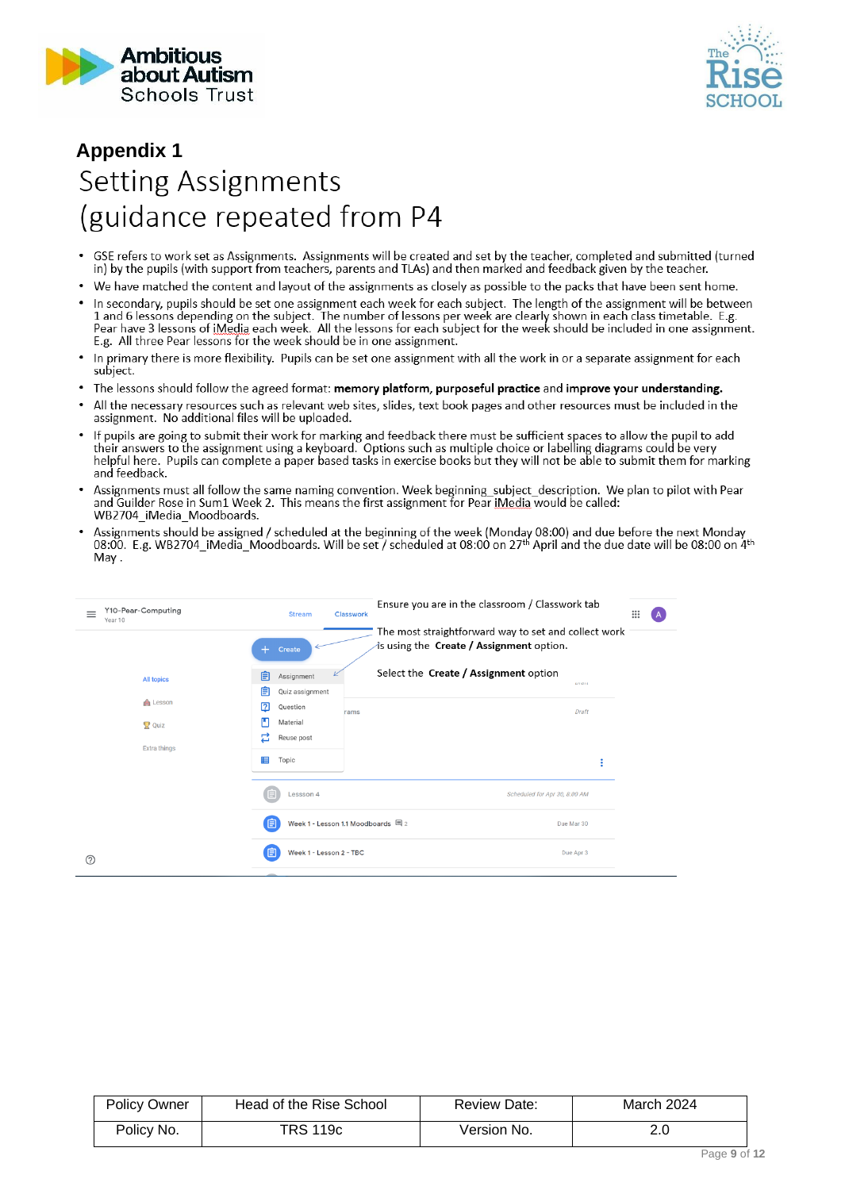## Appendix 1

# Setting Assignments (guidance repeated from P4

- GSE refers to work set as Assignments. Assignments will be created and set by the teacher, completed and submitted (turned in) by the pupils (with support from teachers, parents and TLAs) and then marked and feedback given by the teacher.
- We have matched the content and layout of the assignments as closely as possible to the packs that have been sent home.
- In secondary, pupils should be set one assignment each week for each subject. The length of the assignment will be between 1 and 6 lessons depending on the subject. The number of lessons per week are clearly shown in each class timetable. E.g. Pear have 3 lessons of iMedia each week. All the lessons for each subject for the week should be included in one assignment. E.g. All three Pear lessons for the week should be in one assignment.
- In primary there is more flexibility. Pupils can be set one assignment with all the work in or a separate assignment for each subject.
- The lessons should follow the agreed format: **memory platform, purposeful practice** and **improve your understanding.**
- All the necessary resources such as relevant web sites, slides, text book pages and other resources must be included in the assignment. No additional files will be uploaded.
- If pupils are going to submit their work for marking and feedback there must be sufficient spaces to allow the pupil to add their answers to the assignment using a keyboard. Options such as multiple choice or labelling diagrams could be very helpful here. Pupils can complete a paper based tasks in exercise books but they will not be able to submit them for marking and feedback.
- Assignments must all follow the same naming convention. Week beginning_subject_description. We plan to pilot with Pear and Guilder Rose in Sum1 Week 2. This means the first assignment for Pear iMedia would be called: WB2704_iMedia_Moodboards.
- Assignments should be assigned / scheduled at the beginning of the week (Monday 08:00) and due before the next Monday 08:00. E.g. WB2704_iMedia_Moodboards. Will be set / scheduled at 08:00 on 27th April and the due date will be 08:00 on 4th May .

Ensure you are in the classroom / Classwork tab

The most straightforward way to set and collect work is using the **Create / Assignment** option.

Select the **Create / Assignment** option

| Policy Owner | Head of the Rise School | Review Date: | March 2024 |
|---|---|---|---|
| Policy No. | TRS 119c | Version No. | 2.0 |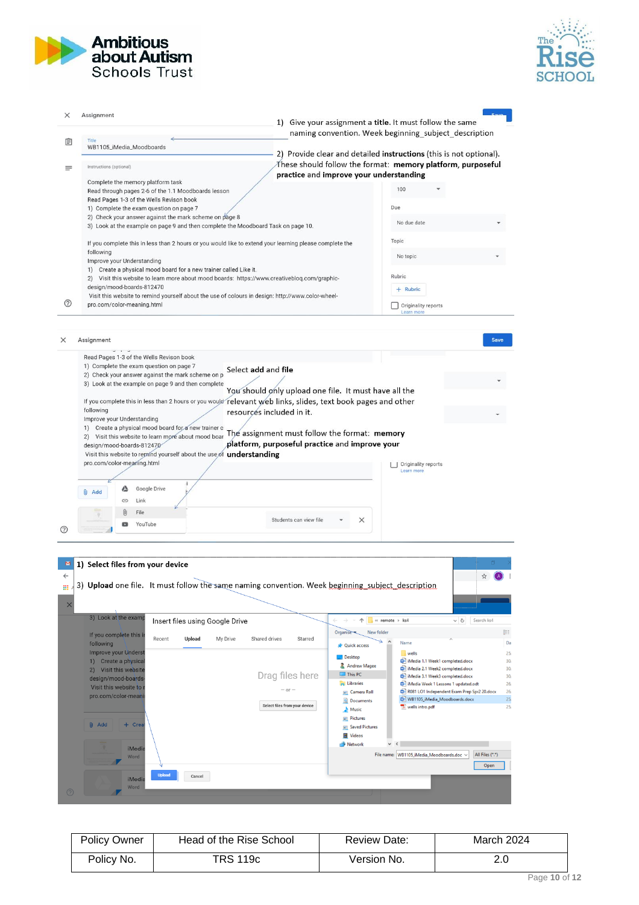1) Give your assignment a **title**. It must follow the same naming convention. Week beginning_subject_description

2) Provide clear and detailed **instructions** (this is not optional). These should follow the format: **memory platform**, **purposeful practice** and **improve your understanding**

Assignment

Title
WB1105_iMedia_Moodboards

Instructions (optional)

Complete the memory platform task
Read through pages 2-6 of the 1.1 Moodboards lesson
Read Pages 1-3 of the Wells Revison book
1) Complete the exam question on page 7
2) Check your answer against the mark scheme on page 8
3) Look at the example on page 9 and then complete the Moodboard Task on page 10.

If you complete this in less than 2 hours or you would like to extend your learning please complete the following
Improve your Understanding
1) Create a physical mood board for a new trainer called Like it.
2) Visit this website to learn more about mood boards: https://www.creativebloq.com/graphic-design/mood-boards-812470
Visit this website to remind yourself about the use of colours in design: http://www.color-wheel-pro.com/color-meaning.html

Select **add** and **file**

You should only upload one file. It must have all the relevant web links, slides, text book pages and other resources included in it.

The assignment must follow the format: **memory platform, purposeful practice** and **improve your understanding**

1) **Select files from your device**

3) **Upload** one file. It must follow the same naming convention. Week beginning_subject_description

| Policy Owner | Head of the Rise School | Review Date: | March 2024 |
|---|---|---|---|
| Policy No. | TRS 119c | Version No. | 2.0 |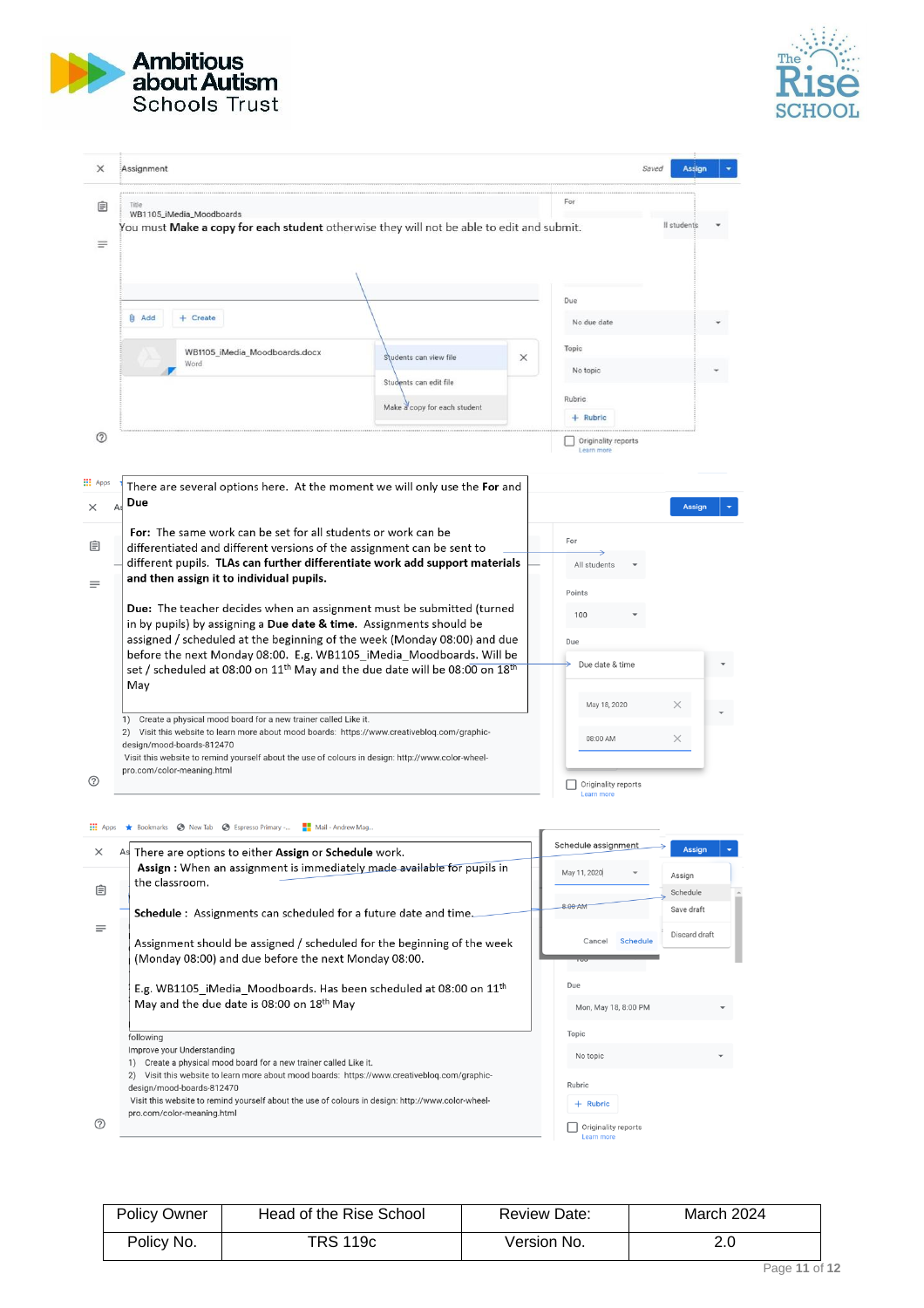You must **Make a copy for each student** otherwise they will not be able to edit and submit.

There are several options here. At the moment we will only use the **For** and **Due**

**For:** The same work can be set for all students or work can be differentiated and different versions of the assignment can be sent to different pupils. **TLAs can further differentiate work add support materials and then assign it to individual pupils.**

**Due:** The teacher decides when an assignment must be submitted (turned in by pupils) by assigning a **Due date & time**. Assignments should be assigned / scheduled at the beginning of the week (Monday 08:00) and due before the next Monday 08:00. E.g. WB1105_iMedia_Moodboards. Will be set / scheduled at 08:00 on 11th May and the due date will be 08:00 on 18th May

There are options to either **Assign** or **Schedule** work.

**Assign :** When an assignment is immediately made available for pupils in the classroom.

**Schedule :** Assignments can scheduled for a future date and time.

Assignment should be assigned / scheduled for the beginning of the week (Monday 08:00) and due before the next Monday 08:00.

E.g. WB1105_iMedia_Moodboards. Has been scheduled at 08:00 on 11th May and the due date is 08:00 on 18th May

| Policy Owner | Head of the Rise School | Review Date: | March 2024 |
|---|---|---|---|
| Policy No. | TRS 119c | Version No. | 2.0 |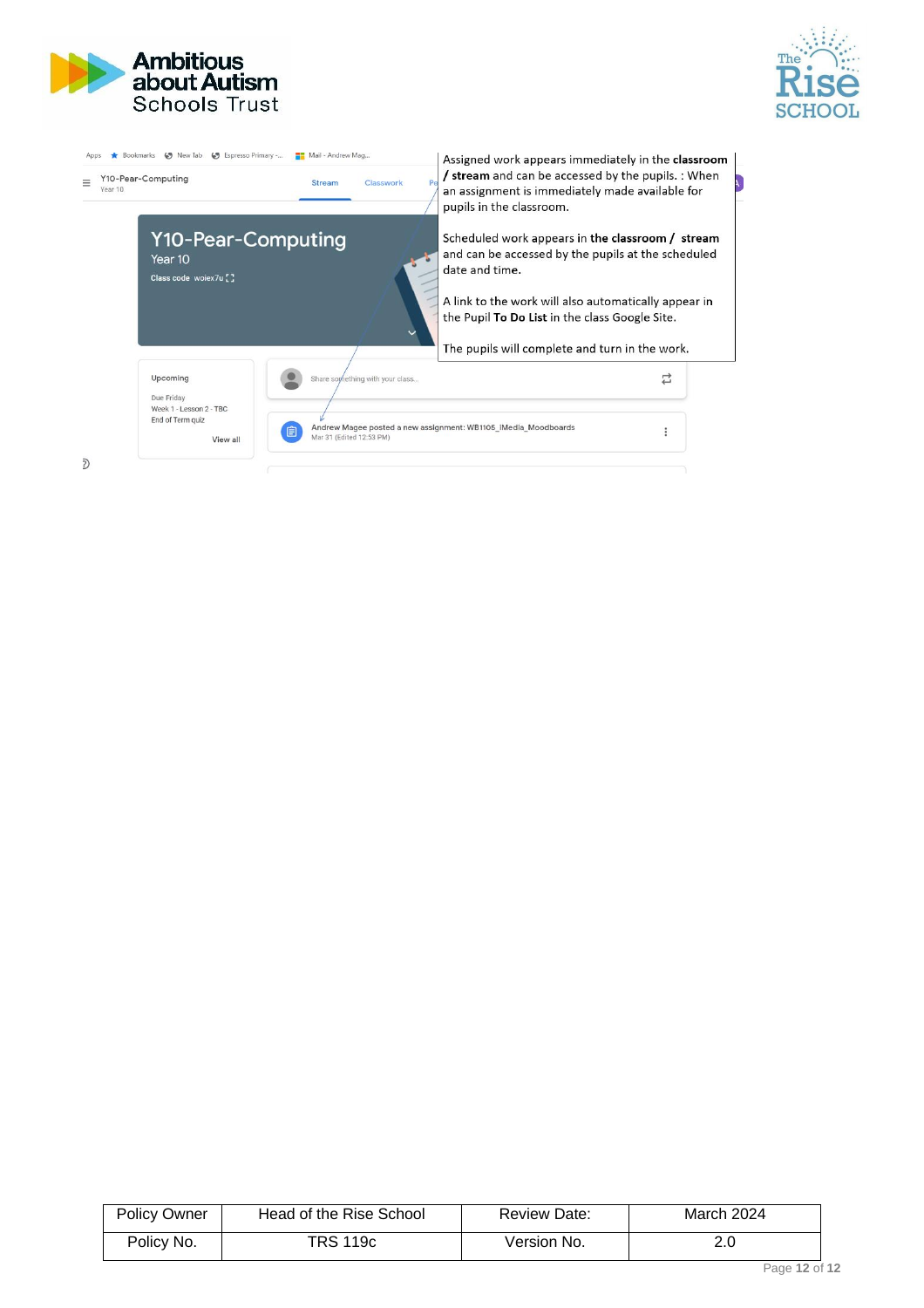Assigned work appears immediately in the **classroom / stream** and can be accessed by the pupils. : When an assignment is immediately made available for pupils in the classroom.

Scheduled work appears in **the classroom / stream** and can be accessed by the pupils at the scheduled date and time.

A link to the work will also automatically appear in the Pupil **To Do List** in the class Google Site.

The pupils will complete and turn in the work.

| | | | |
|---|---|---|---|
| Policy Owner | Head of the Rise School | Review Date: | March 2024 |
| Policy No. | TRS 119c | Version No. | 2.0 |